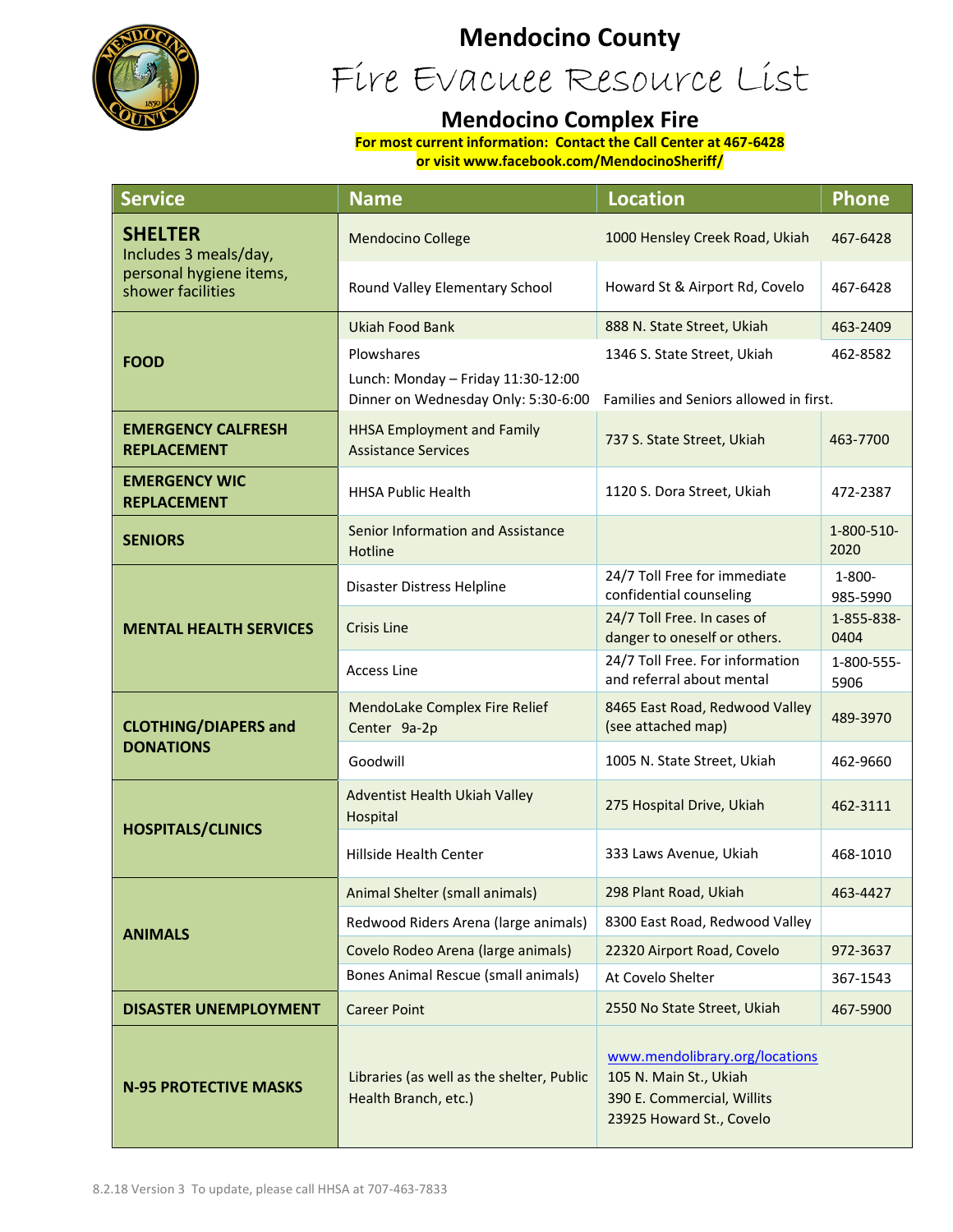# Mendocino County

## Fire Evacuee Resource List

### Mendocino Complex Fire

**For most current information: Contact the Call Center at 467-6428**
**or visit www.facebook.com/MendocinoSheriff/**

| Service | Name | Location | Phone |
|---|---|---|---|
| **SHELTER** Includes 3 meals/day, personal hygiene items, shower facilities | Mendocino College | 1000 Hensley Creek Road, Ukiah | 467-6428 |
| | Round Valley Elementary School | Howard St & Airport Rd, Covelo | 467-6428 |
| **FOOD** | Ukiah Food Bank | 888 N. State Street, Ukiah | 463-2409 |
| | Plowshares<br>Lunch: Monday – Friday 11:30-12:00<br>Dinner on Wednesday Only: 5:30-6:00 | 1346 S. State Street, Ukiah<br>Families and Seniors allowed in first. | 462-8582 |
| **EMERGENCY CALFRESH REPLACEMENT** | HHSA Employment and Family Assistance Services | 737 S. State Street, Ukiah | 463-7700 |
| **EMERGENCY WIC REPLACEMENT** | HHSA Public Health | 1120 S. Dora Street, Ukiah | 472-2387 |
| **SENIORS** | Senior Information and Assistance Hotline | | 1-800-510-2020 |
| **MENTAL HEALTH SERVICES** | Disaster Distress Helpline | 24/7 Toll Free for immediate confidential counseling | 1-800-985-5990 |
| | Crisis Line | 24/7 Toll Free. In cases of danger to oneself or others. | 1-855-838-0404 |
| | Access Line | 24/7 Toll Free. For information and referral about mental | 1-800-555-5906 |
| **CLOTHING/DIAPERS and DONATIONS** | MendoLake Complex Fire Relief Center 9a-2p | 8465 East Road, Redwood Valley (see attached map) | 489-3970 |
| | Goodwill | 1005 N. State Street, Ukiah | 462-9660 |
| **HOSPITALS/CLINICS** | Adventist Health Ukiah Valley Hospital | 275 Hospital Drive, Ukiah | 462-3111 |
| | Hillside Health Center | 333 Laws Avenue, Ukiah | 468-1010 |
| **ANIMALS** | Animal Shelter (small animals) | 298 Plant Road, Ukiah | 463-4427 |
| | Redwood Riders Arena (large animals) | 8300 East Road, Redwood Valley | |
| | Covelo Rodeo Arena (large animals) | 22320 Airport Road, Covelo | 972-3637 |
| | Bones Animal Rescue (small animals) | At Covelo Shelter | 367-1543 |
| **DISASTER UNEMPLOYMENT** | Career Point | 2550 No State Street, Ukiah | 467-5900 |
| **N-95 PROTECTIVE MASKS** | Libraries (as well as the shelter, Public Health Branch, etc.) | www.mendolibrary.org/locations<br>105 N. Main St., Ukiah<br>390 E. Commercial, Willits<br>23925 Howard St., Covelo | |

8.2.18 Version 3 To update, please call HHSA at 707-463-7833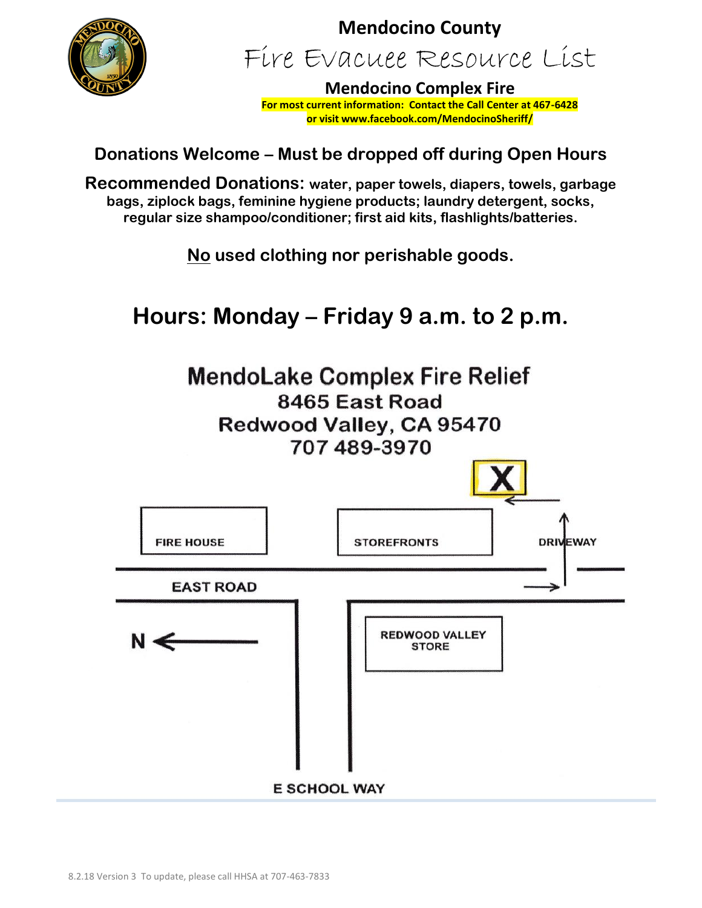# Mendocino County

## Fire Evacuee Resource List

### Mendocino Complex Fire

**For most current information: Contact the Call Center at 467-6428 or visit www.facebook.com/MendocinoSheriff/**

**Donations Welcome – Must be dropped off during Open Hours**

**Recommended Donations: water, paper towels, diapers, towels, garbage bags, ziplock bags, feminine hygiene products; laundry detergent, socks, regular size shampoo/conditioner; first aid kits, flashlights/batteries.**

**No used clothing nor perishable goods.**

## Hours: Monday – Friday 9 a.m. to 2 p.m.

**MendoLake Complex Fire Relief**
**8465 East Road**
**Redwood Valley, CA 95470**
**707 489-3970**

X

FIRE HOUSE

STOREFRONTS

DRIVEWAY

EAST ROAD

N

REDWOOD VALLEY STORE

E SCHOOL WAY

8.2.18 Version 3 To update, please call HHSA at 707-463-7833